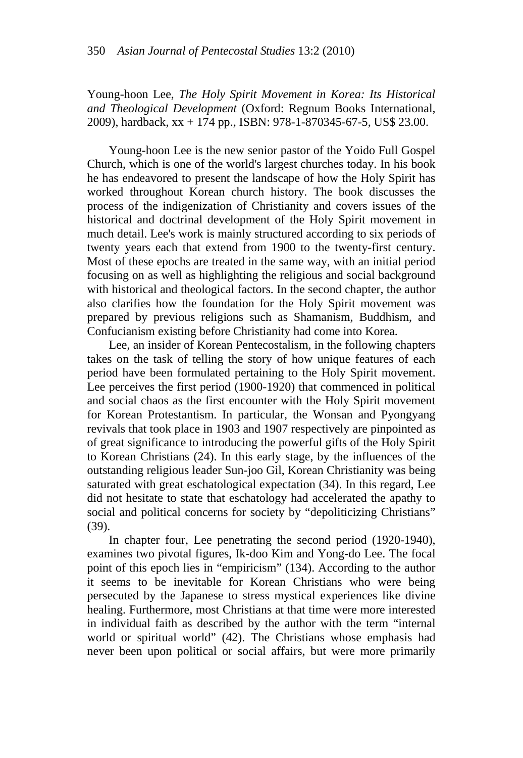Young-hoon Lee, *The Holy Spirit Movement in Korea: Its Historical and Theological Development* (Oxford: Regnum Books International, 2009), hardback, xx + 174 pp., ISBN: 978-1-870345-67-5, US$ 23.00.

Young-hoon Lee is the new senior pastor of the Yoido Full Gospel Church, which is one of the world's largest churches today. In his book he has endeavored to present the landscape of how the Holy Spirit has worked throughout Korean church history. The book discusses the process of the indigenization of Christianity and covers issues of the historical and doctrinal development of the Holy Spirit movement in much detail. Lee's work is mainly structured according to six periods of twenty years each that extend from 1900 to the twenty-first century. Most of these epochs are treated in the same way, with an initial period focusing on as well as highlighting the religious and social background with historical and theological factors. In the second chapter, the author also clarifies how the foundation for the Holy Spirit movement was prepared by previous religions such as Shamanism, Buddhism, and Confucianism existing before Christianity had come into Korea.

Lee, an insider of Korean Pentecostalism, in the following chapters takes on the task of telling the story of how unique features of each period have been formulated pertaining to the Holy Spirit movement. Lee perceives the first period (1900-1920) that commenced in political and social chaos as the first encounter with the Holy Spirit movement for Korean Protestantism. In particular, the Wonsan and Pyongyang revivals that took place in 1903 and 1907 respectively are pinpointed as of great significance to introducing the powerful gifts of the Holy Spirit to Korean Christians (24). In this early stage, by the influences of the outstanding religious leader Sun-joo Gil, Korean Christianity was being saturated with great eschatological expectation (34). In this regard, Lee did not hesitate to state that eschatology had accelerated the apathy to social and political concerns for society by "depoliticizing Christians" (39).

In chapter four, Lee penetrating the second period (1920-1940), examines two pivotal figures, Ik-doo Kim and Yong-do Lee. The focal point of this epoch lies in "empiricism" (134). According to the author it seems to be inevitable for Korean Christians who were being persecuted by the Japanese to stress mystical experiences like divine healing. Furthermore, most Christians at that time were more interested in individual faith as described by the author with the term "internal world or spiritual world" (42). The Christians whose emphasis had never been upon political or social affairs, but were more primarily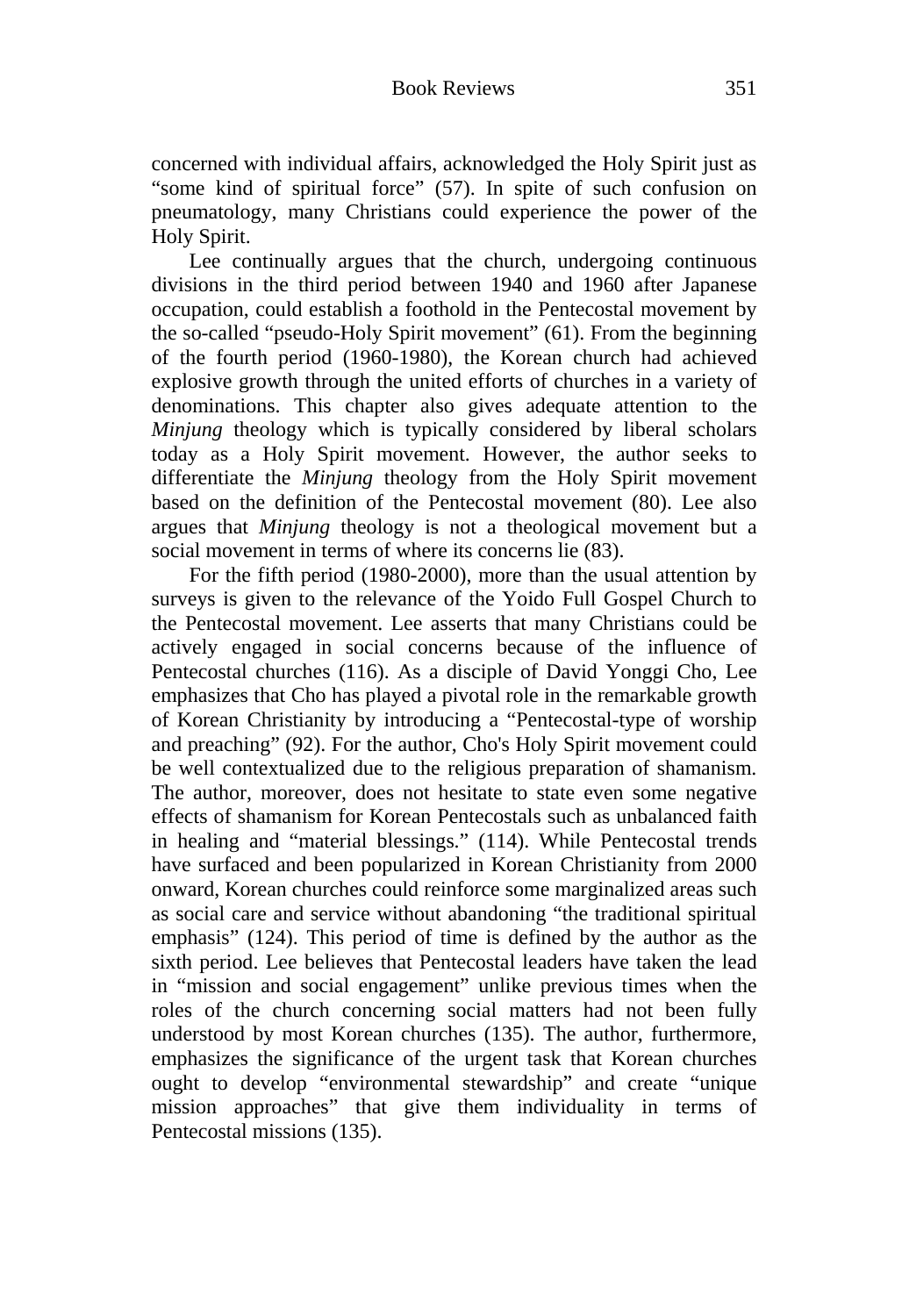concerned with individual affairs, acknowledged the Holy Spirit just as "some kind of spiritual force" (57). In spite of such confusion on pneumatology, many Christians could experience the power of the Holy Spirit.

Lee continually argues that the church, undergoing continuous divisions in the third period between 1940 and 1960 after Japanese occupation, could establish a foothold in the Pentecostal movement by the so-called "pseudo-Holy Spirit movement" (61). From the beginning of the fourth period (1960-1980), the Korean church had achieved explosive growth through the united efforts of churches in a variety of denominations. This chapter also gives adequate attention to the *Minjung* theology which is typically considered by liberal scholars today as a Holy Spirit movement. However, the author seeks to differentiate the *Minjung* theology from the Holy Spirit movement based on the definition of the Pentecostal movement (80). Lee also argues that *Minjung* theology is not a theological movement but a social movement in terms of where its concerns lie (83).

For the fifth period (1980-2000), more than the usual attention by surveys is given to the relevance of the Yoido Full Gospel Church to the Pentecostal movement. Lee asserts that many Christians could be actively engaged in social concerns because of the influence of Pentecostal churches (116). As a disciple of David Yonggi Cho, Lee emphasizes that Cho has played a pivotal role in the remarkable growth of Korean Christianity by introducing a "Pentecostal-type of worship and preaching" (92). For the author, Cho's Holy Spirit movement could be well contextualized due to the religious preparation of shamanism. The author, moreover, does not hesitate to state even some negative effects of shamanism for Korean Pentecostals such as unbalanced faith in healing and "material blessings." (114). While Pentecostal trends have surfaced and been popularized in Korean Christianity from 2000 onward, Korean churches could reinforce some marginalized areas such as social care and service without abandoning "the traditional spiritual emphasis" (124). This period of time is defined by the author as the sixth period. Lee believes that Pentecostal leaders have taken the lead in "mission and social engagement" unlike previous times when the roles of the church concerning social matters had not been fully understood by most Korean churches (135). The author, furthermore, emphasizes the significance of the urgent task that Korean churches ought to develop "environmental stewardship" and create "unique mission approaches" that give them individuality in terms of Pentecostal missions (135).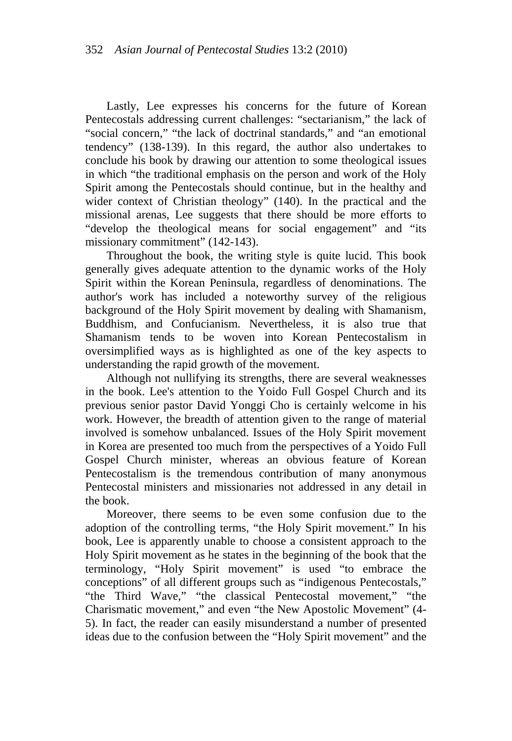Lastly, Lee expresses his concerns for the future of Korean Pentecostals addressing current challenges: "sectarianism," the lack of "social concern," "the lack of doctrinal standards," and "an emotional tendency" (138-139). In this regard, the author also undertakes to conclude his book by drawing our attention to some theological issues in which "the traditional emphasis on the person and work of the Holy Spirit among the Pentecostals should continue, but in the healthy and wider context of Christian theology" (140). In the practical and the missional arenas, Lee suggests that there should be more efforts to "develop the theological means for social engagement" and "its missionary commitment" (142-143).

Throughout the book, the writing style is quite lucid. This book generally gives adequate attention to the dynamic works of the Holy Spirit within the Korean Peninsula, regardless of denominations. The author's work has included a noteworthy survey of the religious background of the Holy Spirit movement by dealing with Shamanism, Buddhism, and Confucianism. Nevertheless, it is also true that Shamanism tends to be woven into Korean Pentecostalism in oversimplified ways as is highlighted as one of the key aspects to understanding the rapid growth of the movement.

Although not nullifying its strengths, there are several weaknesses in the book. Lee's attention to the Yoido Full Gospel Church and its previous senior pastor David Yonggi Cho is certainly welcome in his work. However, the breadth of attention given to the range of material involved is somehow unbalanced. Issues of the Holy Spirit movement in Korea are presented too much from the perspectives of a Yoido Full Gospel Church minister, whereas an obvious feature of Korean Pentecostalism is the tremendous contribution of many anonymous Pentecostal ministers and missionaries not addressed in any detail in the book.

Moreover, there seems to be even some confusion due to the adoption of the controlling terms, "the Holy Spirit movement." In his book, Lee is apparently unable to choose a consistent approach to the Holy Spirit movement as he states in the beginning of the book that the terminology, "Holy Spirit movement" is used "to embrace the conceptions" of all different groups such as "indigenous Pentecostals," "the Third Wave," "the classical Pentecostal movement," "the Charismatic movement," and even "the New Apostolic Movement" (4-5). In fact, the reader can easily misunderstand a number of presented ideas due to the confusion between the "Holy Spirit movement" and the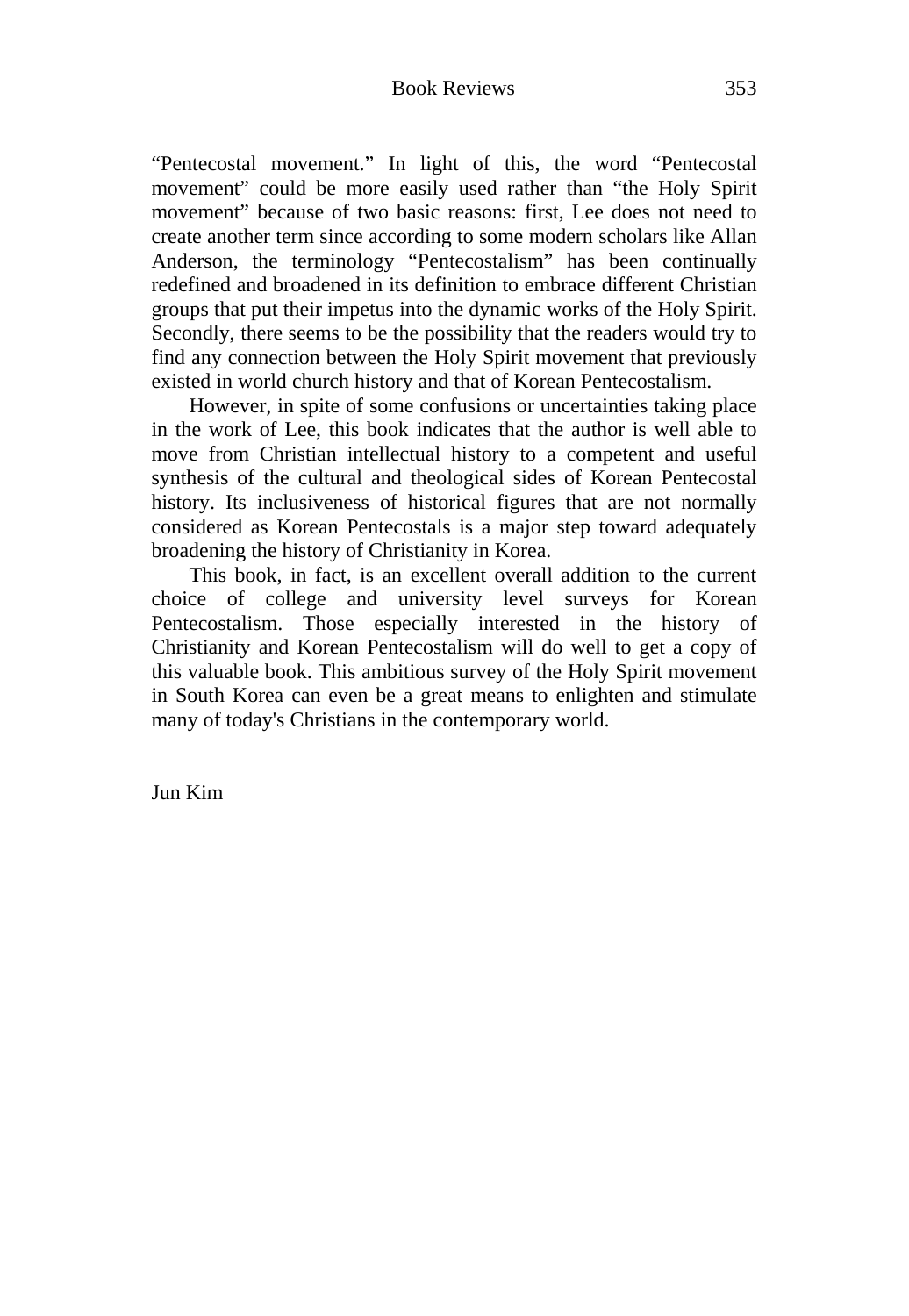"Pentecostal movement." In light of this, the word "Pentecostal movement" could be more easily used rather than "the Holy Spirit movement" because of two basic reasons: first, Lee does not need to create another term since according to some modern scholars like Allan Anderson, the terminology "Pentecostalism" has been continually redefined and broadened in its definition to embrace different Christian groups that put their impetus into the dynamic works of the Holy Spirit. Secondly, there seems to be the possibility that the readers would try to find any connection between the Holy Spirit movement that previously existed in world church history and that of Korean Pentecostalism.

However, in spite of some confusions or uncertainties taking place in the work of Lee, this book indicates that the author is well able to move from Christian intellectual history to a competent and useful synthesis of the cultural and theological sides of Korean Pentecostal history. Its inclusiveness of historical figures that are not normally considered as Korean Pentecostals is a major step toward adequately broadening the history of Christianity in Korea.

This book, in fact, is an excellent overall addition to the current choice of college and university level surveys for Korean Pentecostalism. Those especially interested in the history of Christianity and Korean Pentecostalism will do well to get a copy of this valuable book. This ambitious survey of the Holy Spirit movement in South Korea can even be a great means to enlighten and stimulate many of today's Christians in the contemporary world.

Jun Kim